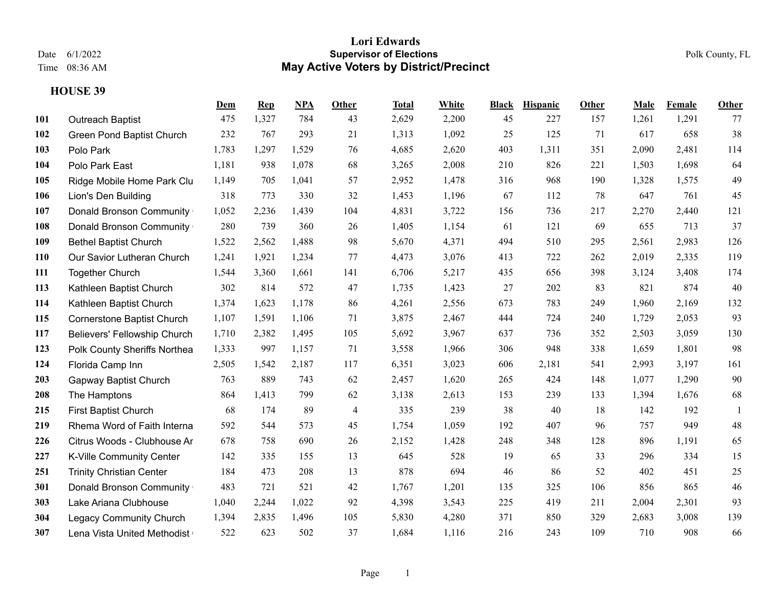# Lori Edwards

## Supervisor of Elections

## May Active Voters by District/Precinct

Date 6/1/2022
Time 08:36 AM

Polk County, FL

### HOUSE 39

| | | Dem | Rep | NPA | Other | Total | White | Black | Hispanic | Other | Male | Female | Other |
|---|---|---|---|---|---|---|---|---|---|---|---|---|---|
| **101** | Outreach Baptist | 475 | 1,327 | 784 | 43 | 2,629 | 2,200 | 45 | 227 | 157 | 1,261 | 1,291 | 77 |
| **102** | Green Pond Baptist Church | 232 | 767 | 293 | 21 | 1,313 | 1,092 | 25 | 125 | 71 | 617 | 658 | 38 |
| **103** | Polo Park | 1,783 | 1,297 | 1,529 | 76 | 4,685 | 2,620 | 403 | 1,311 | 351 | 2,090 | 2,481 | 114 |
| **104** | Polo Park East | 1,181 | 938 | 1,078 | 68 | 3,265 | 2,008 | 210 | 826 | 221 | 1,503 | 1,698 | 64 |
| **105** | Ridge Mobile Home Park Clu | 1,149 | 705 | 1,041 | 57 | 2,952 | 1,478 | 316 | 968 | 190 | 1,328 | 1,575 | 49 |
| **106** | Lion's Den Building | 318 | 773 | 330 | 32 | 1,453 | 1,196 | 67 | 112 | 78 | 647 | 761 | 45 |
| **107** | Donald Bronson Community | 1,052 | 2,236 | 1,439 | 104 | 4,831 | 3,722 | 156 | 736 | 217 | 2,270 | 2,440 | 121 |
| **108** | Donald Bronson Community | 280 | 739 | 360 | 26 | 1,405 | 1,154 | 61 | 121 | 69 | 655 | 713 | 37 |
| **109** | Bethel Baptist Church | 1,522 | 2,562 | 1,488 | 98 | 5,670 | 4,371 | 494 | 510 | 295 | 2,561 | 2,983 | 126 |
| **110** | Our Savior Lutheran Church | 1,241 | 1,921 | 1,234 | 77 | 4,473 | 3,076 | 413 | 722 | 262 | 2,019 | 2,335 | 119 |
| **111** | Together Church | 1,544 | 3,360 | 1,661 | 141 | 6,706 | 5,217 | 435 | 656 | 398 | 3,124 | 3,408 | 174 |
| **113** | Kathleen Baptist Church | 302 | 814 | 572 | 47 | 1,735 | 1,423 | 27 | 202 | 83 | 821 | 874 | 40 |
| **114** | Kathleen Baptist Church | 1,374 | 1,623 | 1,178 | 86 | 4,261 | 2,556 | 673 | 783 | 249 | 1,960 | 2,169 | 132 |
| **115** | Cornerstone Baptist Church | 1,107 | 1,591 | 1,106 | 71 | 3,875 | 2,467 | 444 | 724 | 240 | 1,729 | 2,053 | 93 |
| **117** | Believers' Fellowship Church | 1,710 | 2,382 | 1,495 | 105 | 5,692 | 3,967 | 637 | 736 | 352 | 2,503 | 3,059 | 130 |
| **123** | Polk County Sheriffs Northea | 1,333 | 997 | 1,157 | 71 | 3,558 | 1,966 | 306 | 948 | 338 | 1,659 | 1,801 | 98 |
| **124** | Florida Camp Inn | 2,505 | 1,542 | 2,187 | 117 | 6,351 | 3,023 | 606 | 2,181 | 541 | 2,993 | 3,197 | 161 |
| **203** | Gapway Baptist Church | 763 | 889 | 743 | 62 | 2,457 | 1,620 | 265 | 424 | 148 | 1,077 | 1,290 | 90 |
| **208** | The Hamptons | 864 | 1,413 | 799 | 62 | 3,138 | 2,613 | 153 | 239 | 133 | 1,394 | 1,676 | 68 |
| **215** | First Baptist Church | 68 | 174 | 89 | 4 | 335 | 239 | 38 | 40 | 18 | 142 | 192 | 1 |
| **219** | Rhema Word of Faith Interna | 592 | 544 | 573 | 45 | 1,754 | 1,059 | 192 | 407 | 96 | 757 | 949 | 48 |
| **226** | Citrus Woods - Clubhouse Ar | 678 | 758 | 690 | 26 | 2,152 | 1,428 | 248 | 348 | 128 | 896 | 1,191 | 65 |
| **227** | K-Ville Community Center | 142 | 335 | 155 | 13 | 645 | 528 | 19 | 65 | 33 | 296 | 334 | 15 |
| **251** | Trinity Christian Center | 184 | 473 | 208 | 13 | 878 | 694 | 46 | 86 | 52 | 402 | 451 | 25 |
| **301** | Donald Bronson Community | 483 | 721 | 521 | 42 | 1,767 | 1,201 | 135 | 325 | 106 | 856 | 865 | 46 |
| **303** | Lake Ariana Clubhouse | 1,040 | 2,244 | 1,022 | 92 | 4,398 | 3,543 | 225 | 419 | 211 | 2,004 | 2,301 | 93 |
| **304** | Legacy Community Church | 1,394 | 2,835 | 1,496 | 105 | 5,830 | 4,280 | 371 | 850 | 329 | 2,683 | 3,008 | 139 |
| **307** | Lena Vista United Methodist | 522 | 623 | 502 | 37 | 1,684 | 1,116 | 216 | 243 | 109 | 710 | 908 | 66 |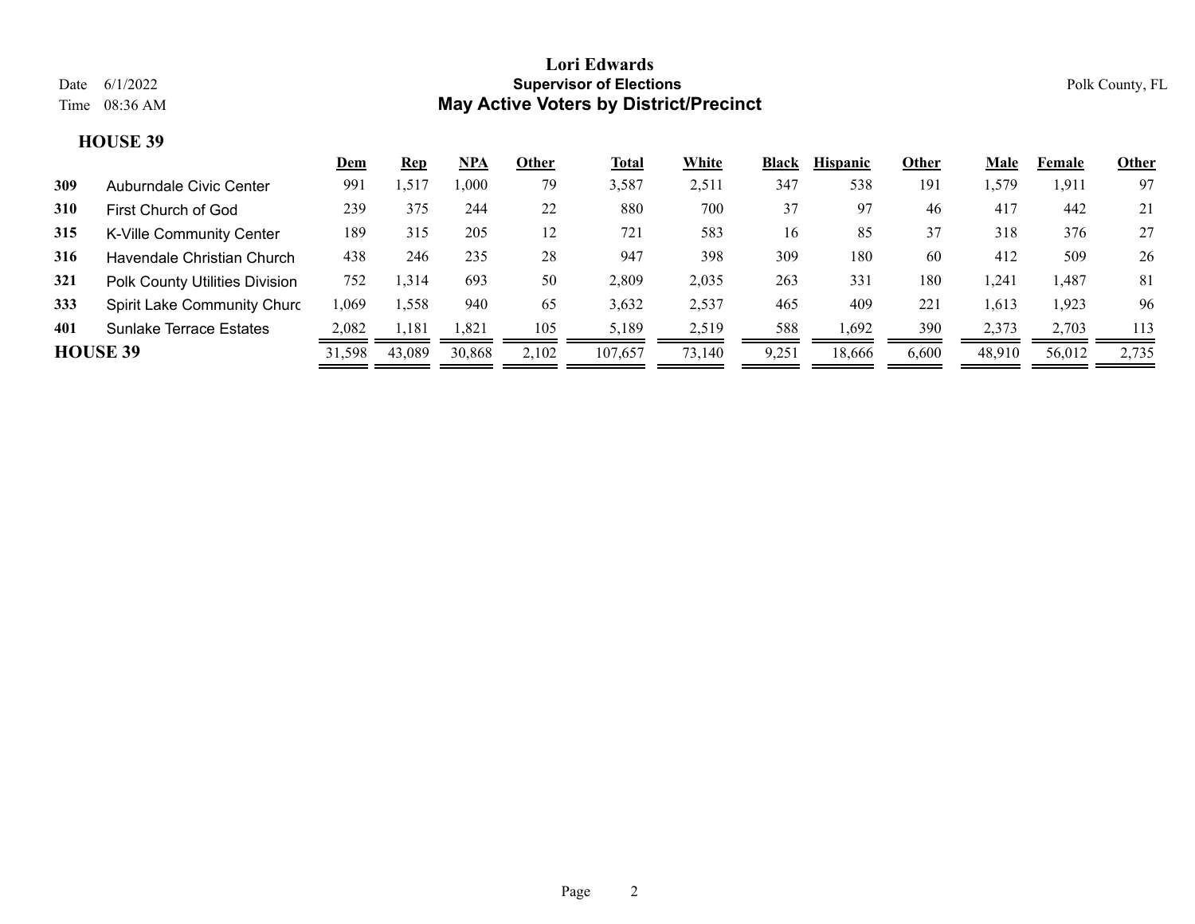# Lori Edwards
## Supervisor of Elections
## May Active Voters by District/Precinct

Date 6/1/2022
Time 08:36 AM

Polk County, FL

### HOUSE 39

| | | Dem | Rep | NPA | Other | Total | White | Black | Hispanic | Other | Male | Female | Other |
|---|---|---|---|---|---|---|---|---|---|---|---|---|---|
| 309 | Auburndale Civic Center | 991 | 1,517 | 1,000 | 79 | 3,587 | 2,511 | 347 | 538 | 191 | 1,579 | 1,911 | 97 |
| 310 | First Church of God | 239 | 375 | 244 | 22 | 880 | 700 | 37 | 97 | 46 | 417 | 442 | 21 |
| 315 | K-Ville Community Center | 189 | 315 | 205 | 12 | 721 | 583 | 16 | 85 | 37 | 318 | 376 | 27 |
| 316 | Havendale Christian Church | 438 | 246 | 235 | 28 | 947 | 398 | 309 | 180 | 60 | 412 | 509 | 26 |
| 321 | Polk County Utilities Division | 752 | 1,314 | 693 | 50 | 2,809 | 2,035 | 263 | 331 | 180 | 1,241 | 1,487 | 81 |
| 333 | Spirit Lake Community Churc | 1,069 | 1,558 | 940 | 65 | 3,632 | 2,537 | 465 | 409 | 221 | 1,613 | 1,923 | 96 |
| 401 | Sunlake Terrace Estates | 2,082 | 1,181 | 1,821 | 105 | 5,189 | 2,519 | 588 | 1,692 | 390 | 2,373 | 2,703 | 113 |
| **HOUSE 39** | | 31,598 | 43,089 | 30,868 | 2,102 | 107,657 | 73,140 | 9,251 | 18,666 | 6,600 | 48,910 | 56,012 | 2,735 |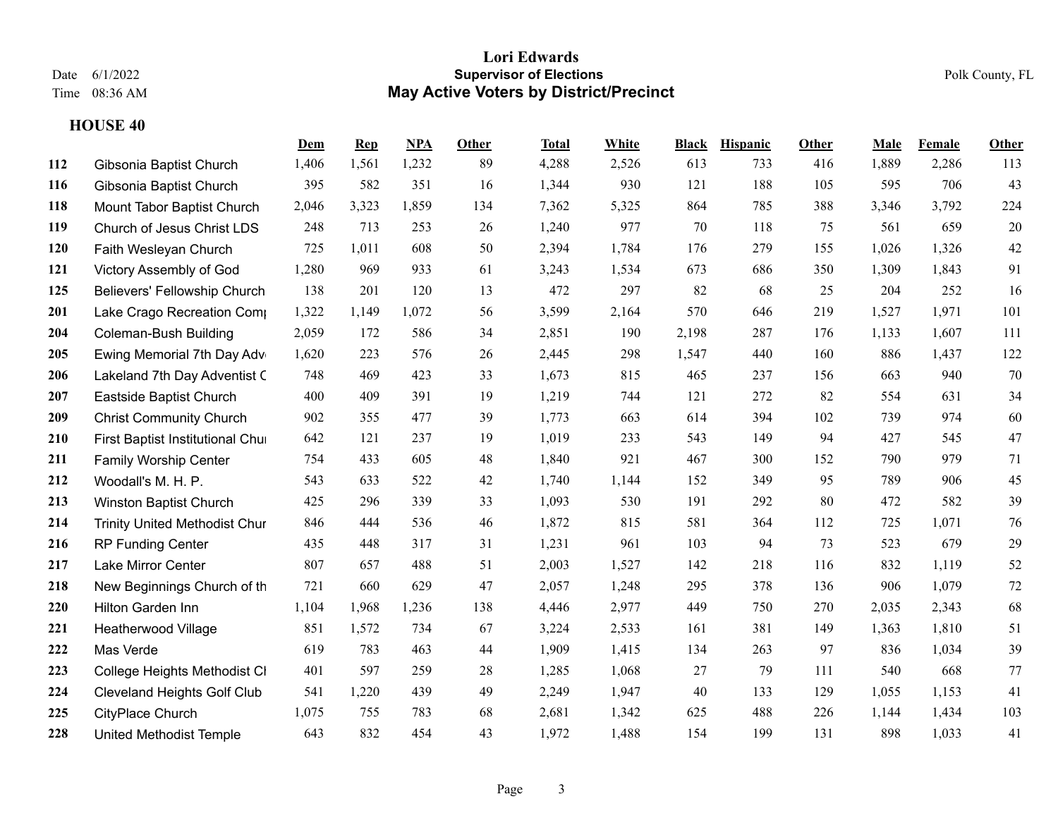# Lori Edwards

## Supervisor of Elections

## May Active Voters by District/Precinct

Date 6/1/2022
Time 08:36 AM

Polk County, FL

### HOUSE 40

| | | Dem | Rep | NPA | Other | Total | White | Black | Hispanic | Other | Male | Female | Other |
|---|---|---|---|---|---|---|---|---|---|---|---|---|---|
| 112 | Gibsonia Baptist Church | 1,406 | 1,561 | 1,232 | 89 | 4,288 | 2,526 | 613 | 733 | 416 | 1,889 | 2,286 | 113 |
| 116 | Gibsonia Baptist Church | 395 | 582 | 351 | 16 | 1,344 | 930 | 121 | 188 | 105 | 595 | 706 | 43 |
| 118 | Mount Tabor Baptist Church | 2,046 | 3,323 | 1,859 | 134 | 7,362 | 5,325 | 864 | 785 | 388 | 3,346 | 3,792 | 224 |
| 119 | Church of Jesus Christ LDS | 248 | 713 | 253 | 26 | 1,240 | 977 | 70 | 118 | 75 | 561 | 659 | 20 |
| 120 | Faith Wesleyan Church | 725 | 1,011 | 608 | 50 | 2,394 | 1,784 | 176 | 279 | 155 | 1,026 | 1,326 | 42 |
| 121 | Victory Assembly of God | 1,280 | 969 | 933 | 61 | 3,243 | 1,534 | 673 | 686 | 350 | 1,309 | 1,843 | 91 |
| 125 | Believers' Fellowship Church | 138 | 201 | 120 | 13 | 472 | 297 | 82 | 68 | 25 | 204 | 252 | 16 |
| 201 | Lake Crago Recreation Comp | 1,322 | 1,149 | 1,072 | 56 | 3,599 | 2,164 | 570 | 646 | 219 | 1,527 | 1,971 | 101 |
| 204 | Coleman-Bush Building | 2,059 | 172 | 586 | 34 | 2,851 | 190 | 2,198 | 287 | 176 | 1,133 | 1,607 | 111 |
| 205 | Ewing Memorial 7th Day Adv | 1,620 | 223 | 576 | 26 | 2,445 | 298 | 1,547 | 440 | 160 | 886 | 1,437 | 122 |
| 206 | Lakeland 7th Day Adventist C | 748 | 469 | 423 | 33 | 1,673 | 815 | 465 | 237 | 156 | 663 | 940 | 70 |
| 207 | Eastside Baptist Church | 400 | 409 | 391 | 19 | 1,219 | 744 | 121 | 272 | 82 | 554 | 631 | 34 |
| 209 | Christ Community Church | 902 | 355 | 477 | 39 | 1,773 | 663 | 614 | 394 | 102 | 739 | 974 | 60 |
| 210 | First Baptist Institutional Chu | 642 | 121 | 237 | 19 | 1,019 | 233 | 543 | 149 | 94 | 427 | 545 | 47 |
| 211 | Family Worship Center | 754 | 433 | 605 | 48 | 1,840 | 921 | 467 | 300 | 152 | 790 | 979 | 71 |
| 212 | Woodall's M. H. P. | 543 | 633 | 522 | 42 | 1,740 | 1,144 | 152 | 349 | 95 | 789 | 906 | 45 |
| 213 | Winston Baptist Church | 425 | 296 | 339 | 33 | 1,093 | 530 | 191 | 292 | 80 | 472 | 582 | 39 |
| 214 | Trinity United Methodist Chur | 846 | 444 | 536 | 46 | 1,872 | 815 | 581 | 364 | 112 | 725 | 1,071 | 76 |
| 216 | RP Funding Center | 435 | 448 | 317 | 31 | 1,231 | 961 | 103 | 94 | 73 | 523 | 679 | 29 |
| 217 | Lake Mirror Center | 807 | 657 | 488 | 51 | 2,003 | 1,527 | 142 | 218 | 116 | 832 | 1,119 | 52 |
| 218 | New Beginnings Church of th | 721 | 660 | 629 | 47 | 2,057 | 1,248 | 295 | 378 | 136 | 906 | 1,079 | 72 |
| 220 | Hilton Garden Inn | 1,104 | 1,968 | 1,236 | 138 | 4,446 | 2,977 | 449 | 750 | 270 | 2,035 | 2,343 | 68 |
| 221 | Heatherwood Village | 851 | 1,572 | 734 | 67 | 3,224 | 2,533 | 161 | 381 | 149 | 1,363 | 1,810 | 51 |
| 222 | Mas Verde | 619 | 783 | 463 | 44 | 1,909 | 1,415 | 134 | 263 | 97 | 836 | 1,034 | 39 |
| 223 | College Heights Methodist Cl | 401 | 597 | 259 | 28 | 1,285 | 1,068 | 27 | 79 | 111 | 540 | 668 | 77 |
| 224 | Cleveland Heights Golf Club | 541 | 1,220 | 439 | 49 | 2,249 | 1,947 | 40 | 133 | 129 | 1,055 | 1,153 | 41 |
| 225 | CityPlace Church | 1,075 | 755 | 783 | 68 | 2,681 | 1,342 | 625 | 488 | 226 | 1,144 | 1,434 | 103 |
| 228 | United Methodist Temple | 643 | 832 | 454 | 43 | 1,972 | 1,488 | 154 | 199 | 131 | 898 | 1,033 | 41 |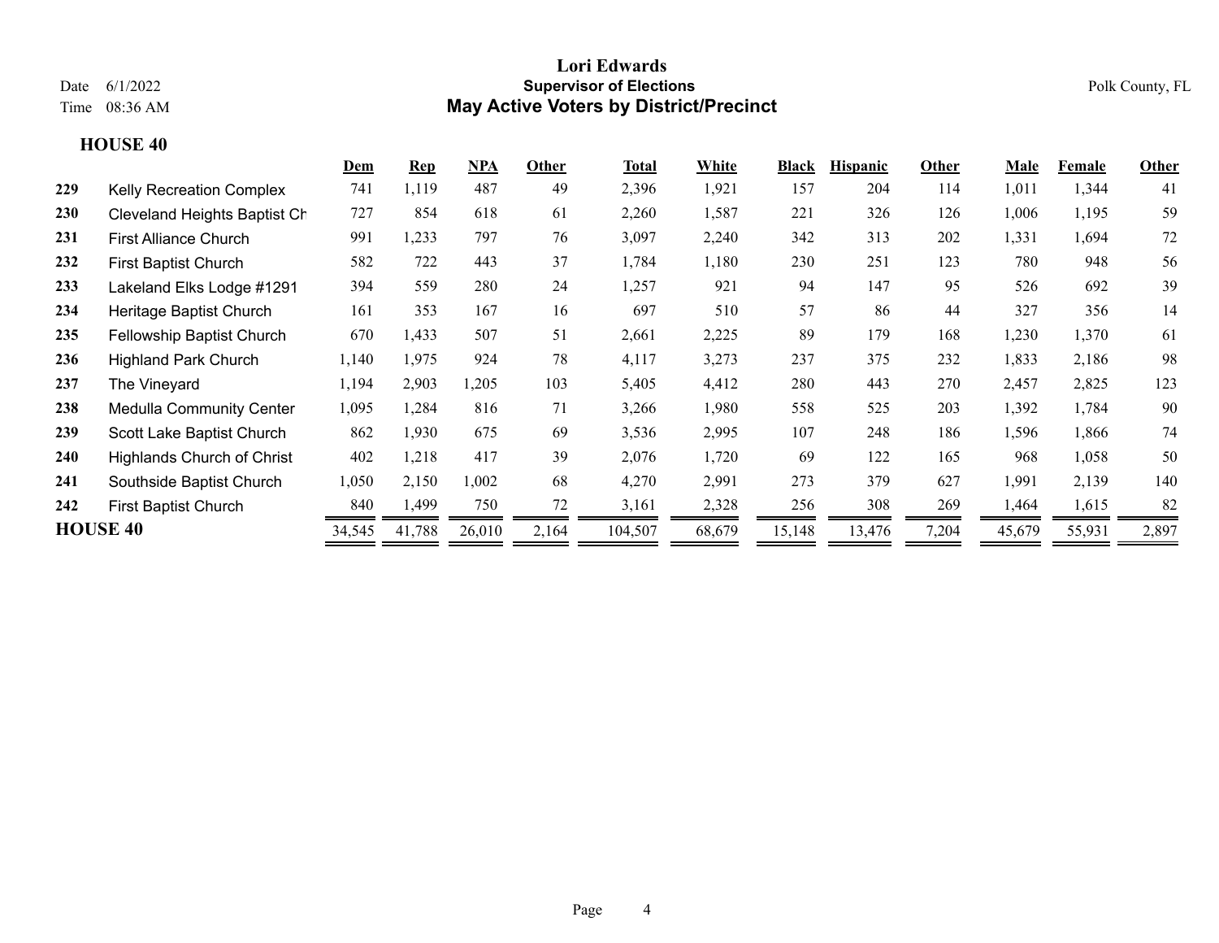# Lori Edwards

## Supervisor of Elections

## May Active Voters by District/Precinct

Date 6/1/2022
Time 08:36 AM

Polk County, FL

### HOUSE 40

| | | Dem | Rep | NPA | Other | Total | White | Black | Hispanic | Other | Male | Female | Other |
|---|---|---|---|---|---|---|---|---|---|---|---|---|---|
| 229 | Kelly Recreation Complex | 741 | 1,119 | 487 | 49 | 2,396 | 1,921 | 157 | 204 | 114 | 1,011 | 1,344 | 41 |
| 230 | Cleveland Heights Baptist Ch | 727 | 854 | 618 | 61 | 2,260 | 1,587 | 221 | 326 | 126 | 1,006 | 1,195 | 59 |
| 231 | First Alliance Church | 991 | 1,233 | 797 | 76 | 3,097 | 2,240 | 342 | 313 | 202 | 1,331 | 1,694 | 72 |
| 232 | First Baptist Church | 582 | 722 | 443 | 37 | 1,784 | 1,180 | 230 | 251 | 123 | 780 | 948 | 56 |
| 233 | Lakeland Elks Lodge #1291 | 394 | 559 | 280 | 24 | 1,257 | 921 | 94 | 147 | 95 | 526 | 692 | 39 |
| 234 | Heritage Baptist Church | 161 | 353 | 167 | 16 | 697 | 510 | 57 | 86 | 44 | 327 | 356 | 14 |
| 235 | Fellowship Baptist Church | 670 | 1,433 | 507 | 51 | 2,661 | 2,225 | 89 | 179 | 168 | 1,230 | 1,370 | 61 |
| 236 | Highland Park Church | 1,140 | 1,975 | 924 | 78 | 4,117 | 3,273 | 237 | 375 | 232 | 1,833 | 2,186 | 98 |
| 237 | The Vineyard | 1,194 | 2,903 | 1,205 | 103 | 5,405 | 4,412 | 280 | 443 | 270 | 2,457 | 2,825 | 123 |
| 238 | Medulla Community Center | 1,095 | 1,284 | 816 | 71 | 3,266 | 1,980 | 558 | 525 | 203 | 1,392 | 1,784 | 90 |
| 239 | Scott Lake Baptist Church | 862 | 1,930 | 675 | 69 | 3,536 | 2,995 | 107 | 248 | 186 | 1,596 | 1,866 | 74 |
| 240 | Highlands Church of Christ | 402 | 1,218 | 417 | 39 | 2,076 | 1,720 | 69 | 122 | 165 | 968 | 1,058 | 50 |
| 241 | Southside Baptist Church | 1,050 | 2,150 | 1,002 | 68 | 4,270 | 2,991 | 273 | 379 | 627 | 1,991 | 2,139 | 140 |
| 242 | First Baptist Church | 840 | 1,499 | 750 | 72 | 3,161 | 2,328 | 256 | 308 | 269 | 1,464 | 1,615 | 82 |
| **HOUSE 40** | | 34,545 | 41,788 | 26,010 | 2,164 | 104,507 | 68,679 | 15,148 | 13,476 | 7,204 | 45,679 | 55,931 | 2,897 |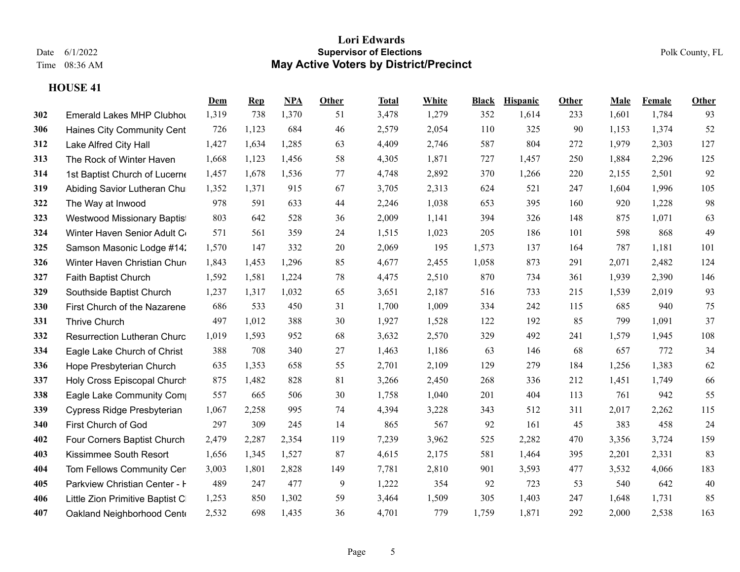# Lori Edwards

**Supervisor of Elections**

## May Active Voters by District/Precinct

Date 6/1/2022

Time 08:36 AM

Polk County, FL

### HOUSE 41

| | | Dem | Rep | NPA | Other | Total | White | Black | Hispanic | Other | Male | Female | Other |
|---|---|---|---|---|---|---|---|---|---|---|---|---|---|
| 302 | Emerald Lakes MHP Clubhou | 1,319 | 738 | 1,370 | 51 | 3,478 | 1,279 | 352 | 1,614 | 233 | 1,601 | 1,784 | 93 |
| 306 | Haines City Community Cent | 726 | 1,123 | 684 | 46 | 2,579 | 2,054 | 110 | 325 | 90 | 1,153 | 1,374 | 52 |
| 312 | Lake Alfred City Hall | 1,427 | 1,634 | 1,285 | 63 | 4,409 | 2,746 | 587 | 804 | 272 | 1,979 | 2,303 | 127 |
| 313 | The Rock of Winter Haven | 1,668 | 1,123 | 1,456 | 58 | 4,305 | 1,871 | 727 | 1,457 | 250 | 1,884 | 2,296 | 125 |
| 314 | 1st Baptist Church of Lucerne | 1,457 | 1,678 | 1,536 | 77 | 4,748 | 2,892 | 370 | 1,266 | 220 | 2,155 | 2,501 | 92 |
| 319 | Abiding Savior Lutheran Chu | 1,352 | 1,371 | 915 | 67 | 3,705 | 2,313 | 624 | 521 | 247 | 1,604 | 1,996 | 105 |
| 322 | The Way at Inwood | 978 | 591 | 633 | 44 | 2,246 | 1,038 | 653 | 395 | 160 | 920 | 1,228 | 98 |
| 323 | Westwood Missionary Baptist | 803 | 642 | 528 | 36 | 2,009 | 1,141 | 394 | 326 | 148 | 875 | 1,071 | 63 |
| 324 | Winter Haven Senior Adult C | 571 | 561 | 359 | 24 | 1,515 | 1,023 | 205 | 186 | 101 | 598 | 868 | 49 |
| 325 | Samson Masonic Lodge #142 | 1,570 | 147 | 332 | 20 | 2,069 | 195 | 1,573 | 137 | 164 | 787 | 1,181 | 101 |
| 326 | Winter Haven Christian Chur | 1,843 | 1,453 | 1,296 | 85 | 4,677 | 2,455 | 1,058 | 873 | 291 | 2,071 | 2,482 | 124 |
| 327 | Faith Baptist Church | 1,592 | 1,581 | 1,224 | 78 | 4,475 | 2,510 | 870 | 734 | 361 | 1,939 | 2,390 | 146 |
| 329 | Southside Baptist Church | 1,237 | 1,317 | 1,032 | 65 | 3,651 | 2,187 | 516 | 733 | 215 | 1,539 | 2,019 | 93 |
| 330 | First Church of the Nazarene | 686 | 533 | 450 | 31 | 1,700 | 1,009 | 334 | 242 | 115 | 685 | 940 | 75 |
| 331 | Thrive Church | 497 | 1,012 | 388 | 30 | 1,927 | 1,528 | 122 | 192 | 85 | 799 | 1,091 | 37 |
| 332 | Resurrection Lutheran Churc | 1,019 | 1,593 | 952 | 68 | 3,632 | 2,570 | 329 | 492 | 241 | 1,579 | 1,945 | 108 |
| 334 | Eagle Lake Church of Christ | 388 | 708 | 340 | 27 | 1,463 | 1,186 | 63 | 146 | 68 | 657 | 772 | 34 |
| 336 | Hope Presbyterian Church | 635 | 1,353 | 658 | 55 | 2,701 | 2,109 | 129 | 279 | 184 | 1,256 | 1,383 | 62 |
| 337 | Holy Cross Episcopal Church | 875 | 1,482 | 828 | 81 | 3,266 | 2,450 | 268 | 336 | 212 | 1,451 | 1,749 | 66 |
| 338 | Eagle Lake Community Com | 557 | 665 | 506 | 30 | 1,758 | 1,040 | 201 | 404 | 113 | 761 | 942 | 55 |
| 339 | Cypress Ridge Presbyterian | 1,067 | 2,258 | 995 | 74 | 4,394 | 3,228 | 343 | 512 | 311 | 2,017 | 2,262 | 115 |
| 340 | First Church of God | 297 | 309 | 245 | 14 | 865 | 567 | 92 | 161 | 45 | 383 | 458 | 24 |
| 402 | Four Corners Baptist Church | 2,479 | 2,287 | 2,354 | 119 | 7,239 | 3,962 | 525 | 2,282 | 470 | 3,356 | 3,724 | 159 |
| 403 | Kissimmee South Resort | 1,656 | 1,345 | 1,527 | 87 | 4,615 | 2,175 | 581 | 1,464 | 395 | 2,201 | 2,331 | 83 |
| 404 | Tom Fellows Community Cen | 3,003 | 1,801 | 2,828 | 149 | 7,781 | 2,810 | 901 | 3,593 | 477 | 3,532 | 4,066 | 183 |
| 405 | Parkview Christian Center - H | 489 | 247 | 477 | 9 | 1,222 | 354 | 92 | 723 | 53 | 540 | 642 | 40 |
| 406 | Little Zion Primitive Baptist C | 1,253 | 850 | 1,302 | 59 | 3,464 | 1,509 | 305 | 1,403 | 247 | 1,648 | 1,731 | 85 |
| 407 | Oakland Neighborhood Cente | 2,532 | 698 | 1,435 | 36 | 4,701 | 779 | 1,759 | 1,871 | 292 | 2,000 | 2,538 | 163 |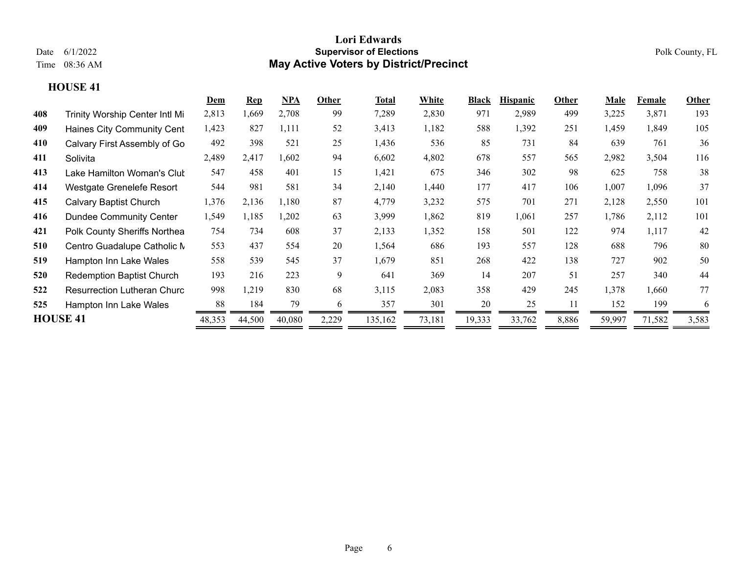# Lori Edwards
## Supervisor of Elections
## May Active Voters by District/Precinct

Date 6/1/2022
Time 08:36 AM

Polk County, FL

### HOUSE 41

| | | Dem | Rep | NPA | Other | Total | White | Black | Hispanic | Other | Male | Female | Other |
|---|---|---|---|---|---|---|---|---|---|---|---|---|---|
| 408 | Trinity Worship Center Intl Mi | 2,813 | 1,669 | 2,708 | 99 | 7,289 | 2,830 | 971 | 2,989 | 499 | 3,225 | 3,871 | 193 |
| 409 | Haines City Community Cent | 1,423 | 827 | 1,111 | 52 | 3,413 | 1,182 | 588 | 1,392 | 251 | 1,459 | 1,849 | 105 |
| 410 | Calvary First Assembly of Go | 492 | 398 | 521 | 25 | 1,436 | 536 | 85 | 731 | 84 | 639 | 761 | 36 |
| 411 | Solivita | 2,489 | 2,417 | 1,602 | 94 | 6,602 | 4,802 | 678 | 557 | 565 | 2,982 | 3,504 | 116 |
| 413 | Lake Hamilton Woman's Club | 547 | 458 | 401 | 15 | 1,421 | 675 | 346 | 302 | 98 | 625 | 758 | 38 |
| 414 | Westgate Grenelefe Resort | 544 | 981 | 581 | 34 | 2,140 | 1,440 | 177 | 417 | 106 | 1,007 | 1,096 | 37 |
| 415 | Calvary Baptist Church | 1,376 | 2,136 | 1,180 | 87 | 4,779 | 3,232 | 575 | 701 | 271 | 2,128 | 2,550 | 101 |
| 416 | Dundee Community Center | 1,549 | 1,185 | 1,202 | 63 | 3,999 | 1,862 | 819 | 1,061 | 257 | 1,786 | 2,112 | 101 |
| 421 | Polk County Sheriffs Northea | 754 | 734 | 608 | 37 | 2,133 | 1,352 | 158 | 501 | 122 | 974 | 1,117 | 42 |
| 510 | Centro Guadalupe Catholic M | 553 | 437 | 554 | 20 | 1,564 | 686 | 193 | 557 | 128 | 688 | 796 | 80 |
| 519 | Hampton Inn Lake Wales | 558 | 539 | 545 | 37 | 1,679 | 851 | 268 | 422 | 138 | 727 | 902 | 50 |
| 520 | Redemption Baptist Church | 193 | 216 | 223 | 9 | 641 | 369 | 14 | 207 | 51 | 257 | 340 | 44 |
| 522 | Resurrection Lutheran Churc | 998 | 1,219 | 830 | 68 | 3,115 | 2,083 | 358 | 429 | 245 | 1,378 | 1,660 | 77 |
| 525 | Hampton Inn Lake Wales | 88 | 184 | 79 | 6 | 357 | 301 | 20 | 25 | 11 | 152 | 199 | 6 |
| **HOUSE 41** | | 48,353 | 44,500 | 40,080 | 2,229 | 135,162 | 73,181 | 19,333 | 33,762 | 8,886 | 59,997 | 71,582 | 3,583 |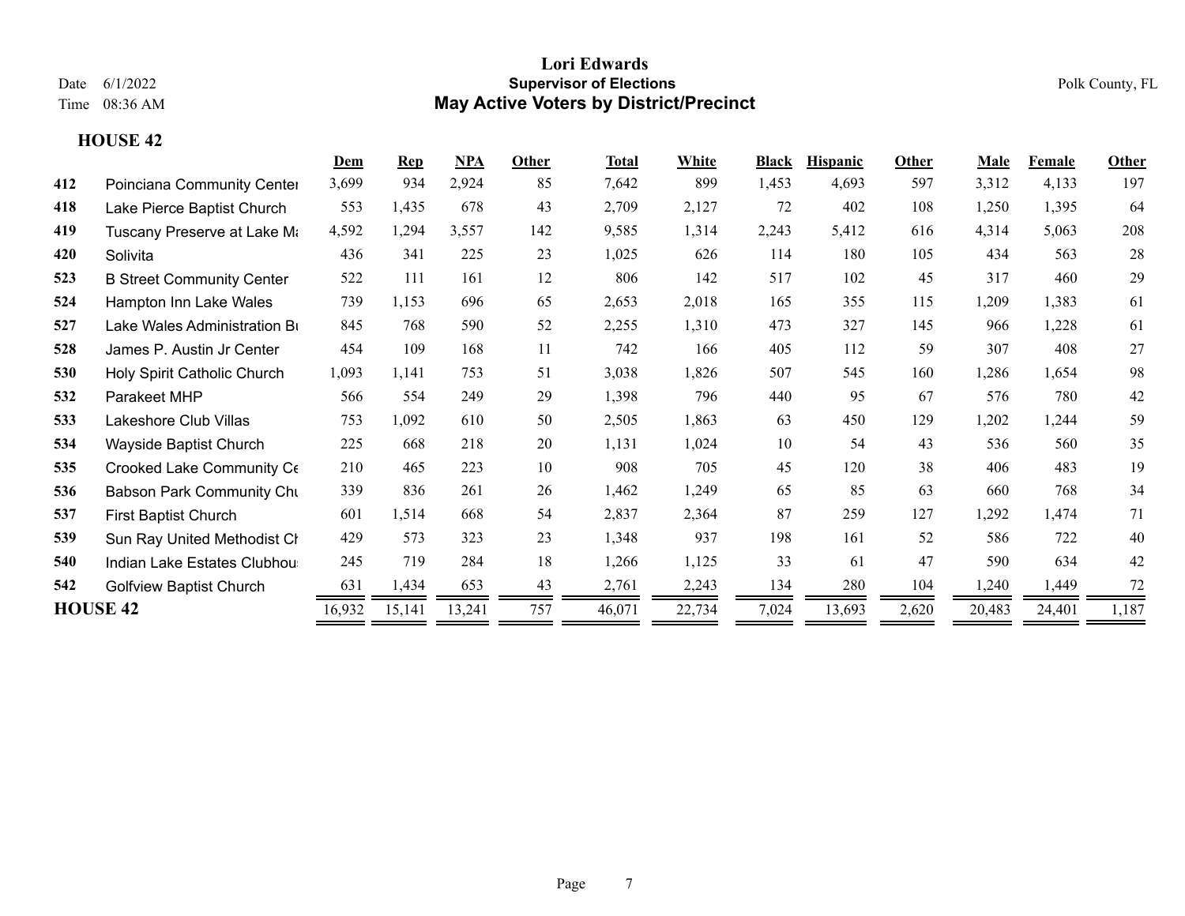# Lori Edwards

## Supervisor of Elections

## May Active Voters by District/Precinct

Date 6/1/2022
Time 08:36 AM

Polk County, FL

### HOUSE 42

| | | Dem | Rep | NPA | Other | Total | White | Black | Hispanic | Other | Male | Female | Other |
|---|---|---|---|---|---|---|---|---|---|---|---|---|---|
| 412 | Poinciana Community Center | 3,699 | 934 | 2,924 | 85 | 7,642 | 899 | 1,453 | 4,693 | 597 | 3,312 | 4,133 | 197 |
| 418 | Lake Pierce Baptist Church | 553 | 1,435 | 678 | 43 | 2,709 | 2,127 | 72 | 402 | 108 | 1,250 | 1,395 | 64 |
| 419 | Tuscany Preserve at Lake Ma | 4,592 | 1,294 | 3,557 | 142 | 9,585 | 1,314 | 2,243 | 5,412 | 616 | 4,314 | 5,063 | 208 |
| 420 | Solivita | 436 | 341 | 225 | 23 | 1,025 | 626 | 114 | 180 | 105 | 434 | 563 | 28 |
| 523 | B Street Community Center | 522 | 111 | 161 | 12 | 806 | 142 | 517 | 102 | 45 | 317 | 460 | 29 |
| 524 | Hampton Inn Lake Wales | 739 | 1,153 | 696 | 65 | 2,653 | 2,018 | 165 | 355 | 115 | 1,209 | 1,383 | 61 |
| 527 | Lake Wales Administration Bu | 845 | 768 | 590 | 52 | 2,255 | 1,310 | 473 | 327 | 145 | 966 | 1,228 | 61 |
| 528 | James P. Austin Jr Center | 454 | 109 | 168 | 11 | 742 | 166 | 405 | 112 | 59 | 307 | 408 | 27 |
| 530 | Holy Spirit Catholic Church | 1,093 | 1,141 | 753 | 51 | 3,038 | 1,826 | 507 | 545 | 160 | 1,286 | 1,654 | 98 |
| 532 | Parakeet MHP | 566 | 554 | 249 | 29 | 1,398 | 796 | 440 | 95 | 67 | 576 | 780 | 42 |
| 533 | Lakeshore Club Villas | 753 | 1,092 | 610 | 50 | 2,505 | 1,863 | 63 | 450 | 129 | 1,202 | 1,244 | 59 |
| 534 | Wayside Baptist Church | 225 | 668 | 218 | 20 | 1,131 | 1,024 | 10 | 54 | 43 | 536 | 560 | 35 |
| 535 | Crooked Lake Community Ce | 210 | 465 | 223 | 10 | 908 | 705 | 45 | 120 | 38 | 406 | 483 | 19 |
| 536 | Babson Park Community Chu | 339 | 836 | 261 | 26 | 1,462 | 1,249 | 65 | 85 | 63 | 660 | 768 | 34 |
| 537 | First Baptist Church | 601 | 1,514 | 668 | 54 | 2,837 | 2,364 | 87 | 259 | 127 | 1,292 | 1,474 | 71 |
| 539 | Sun Ray United Methodist Ch | 429 | 573 | 323 | 23 | 1,348 | 937 | 198 | 161 | 52 | 586 | 722 | 40 |
| 540 | Indian Lake Estates Clubhou | 245 | 719 | 284 | 18 | 1,266 | 1,125 | 33 | 61 | 47 | 590 | 634 | 42 |
| 542 | Golfview Baptist Church | 631 | 1,434 | 653 | 43 | 2,761 | 2,243 | 134 | 280 | 104 | 1,240 | 1,449 | 72 |
| **HOUSE 42** | | 16,932 | 15,141 | 13,241 | 757 | 46,071 | 22,734 | 7,024 | 13,693 | 2,620 | 20,483 | 24,401 | 1,187 |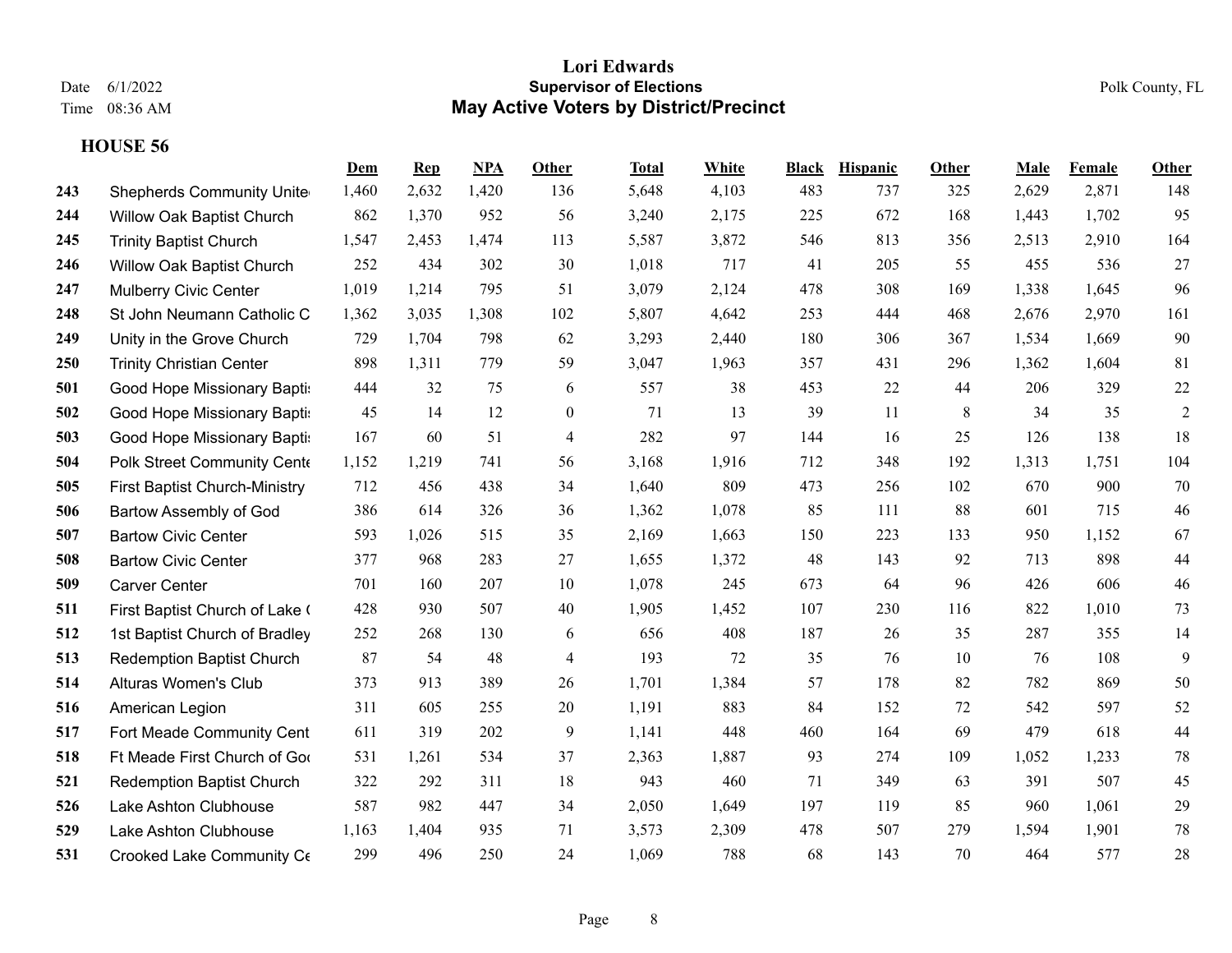# Lori Edwards

## Supervisor of Elections

## May Active Voters by District/Precinct

Date 6/1/2022
Time 08:36 AM

Polk County, FL

### HOUSE 56

| | | Dem | Rep | NPA | Other | Total | White | Black | Hispanic | Other | Male | Female | Other |
|---|---|---|---|---|---|---|---|---|---|---|---|---|---|
| 243 | Shepherds Community Unite | 1,460 | 2,632 | 1,420 | 136 | 5,648 | 4,103 | 483 | 737 | 325 | 2,629 | 2,871 | 148 |
| 244 | Willow Oak Baptist Church | 862 | 1,370 | 952 | 56 | 3,240 | 2,175 | 225 | 672 | 168 | 1,443 | 1,702 | 95 |
| 245 | Trinity Baptist Church | 1,547 | 2,453 | 1,474 | 113 | 5,587 | 3,872 | 546 | 813 | 356 | 2,513 | 2,910 | 164 |
| 246 | Willow Oak Baptist Church | 252 | 434 | 302 | 30 | 1,018 | 717 | 41 | 205 | 55 | 455 | 536 | 27 |
| 247 | Mulberry Civic Center | 1,019 | 1,214 | 795 | 51 | 3,079 | 2,124 | 478 | 308 | 169 | 1,338 | 1,645 | 96 |
| 248 | St John Neumann Catholic C | 1,362 | 3,035 | 1,308 | 102 | 5,807 | 4,642 | 253 | 444 | 468 | 2,676 | 2,970 | 161 |
| 249 | Unity in the Grove Church | 729 | 1,704 | 798 | 62 | 3,293 | 2,440 | 180 | 306 | 367 | 1,534 | 1,669 | 90 |
| 250 | Trinity Christian Center | 898 | 1,311 | 779 | 59 | 3,047 | 1,963 | 357 | 431 | 296 | 1,362 | 1,604 | 81 |
| 501 | Good Hope Missionary Baptis | 444 | 32 | 75 | 6 | 557 | 38 | 453 | 22 | 44 | 206 | 329 | 22 |
| 502 | Good Hope Missionary Baptis | 45 | 14 | 12 | 0 | 71 | 13 | 39 | 11 | 8 | 34 | 35 | 2 |
| 503 | Good Hope Missionary Baptis | 167 | 60 | 51 | 4 | 282 | 97 | 144 | 16 | 25 | 126 | 138 | 18 |
| 504 | Polk Street Community Cente | 1,152 | 1,219 | 741 | 56 | 3,168 | 1,916 | 712 | 348 | 192 | 1,313 | 1,751 | 104 |
| 505 | First Baptist Church-Ministry | 712 | 456 | 438 | 34 | 1,640 | 809 | 473 | 256 | 102 | 670 | 900 | 70 |
| 506 | Bartow Assembly of God | 386 | 614 | 326 | 36 | 1,362 | 1,078 | 85 | 111 | 88 | 601 | 715 | 46 |
| 507 | Bartow Civic Center | 593 | 1,026 | 515 | 35 | 2,169 | 1,663 | 150 | 223 | 133 | 950 | 1,152 | 67 |
| 508 | Bartow Civic Center | 377 | 968 | 283 | 27 | 1,655 | 1,372 | 48 | 143 | 92 | 713 | 898 | 44 |
| 509 | Carver Center | 701 | 160 | 207 | 10 | 1,078 | 245 | 673 | 64 | 96 | 426 | 606 | 46 |
| 511 | First Baptist Church of Lake ( | 428 | 930 | 507 | 40 | 1,905 | 1,452 | 107 | 230 | 116 | 822 | 1,010 | 73 |
| 512 | 1st Baptist Church of Bradley | 252 | 268 | 130 | 6 | 656 | 408 | 187 | 26 | 35 | 287 | 355 | 14 |
| 513 | Redemption Baptist Church | 87 | 54 | 48 | 4 | 193 | 72 | 35 | 76 | 10 | 76 | 108 | 9 |
| 514 | Alturas Women's Club | 373 | 913 | 389 | 26 | 1,701 | 1,384 | 57 | 178 | 82 | 782 | 869 | 50 |
| 516 | American Legion | 311 | 605 | 255 | 20 | 1,191 | 883 | 84 | 152 | 72 | 542 | 597 | 52 |
| 517 | Fort Meade Community Cent | 611 | 319 | 202 | 9 | 1,141 | 448 | 460 | 164 | 69 | 479 | 618 | 44 |
| 518 | Ft Meade First Church of Goo | 531 | 1,261 | 534 | 37 | 2,363 | 1,887 | 93 | 274 | 109 | 1,052 | 1,233 | 78 |
| 521 | Redemption Baptist Church | 322 | 292 | 311 | 18 | 943 | 460 | 71 | 349 | 63 | 391 | 507 | 45 |
| 526 | Lake Ashton Clubhouse | 587 | 982 | 447 | 34 | 2,050 | 1,649 | 197 | 119 | 85 | 960 | 1,061 | 29 |
| 529 | Lake Ashton Clubhouse | 1,163 | 1,404 | 935 | 71 | 3,573 | 2,309 | 478 | 507 | 279 | 1,594 | 1,901 | 78 |
| 531 | Crooked Lake Community Ce | 299 | 496 | 250 | 24 | 1,069 | 788 | 68 | 143 | 70 | 464 | 577 | 28 |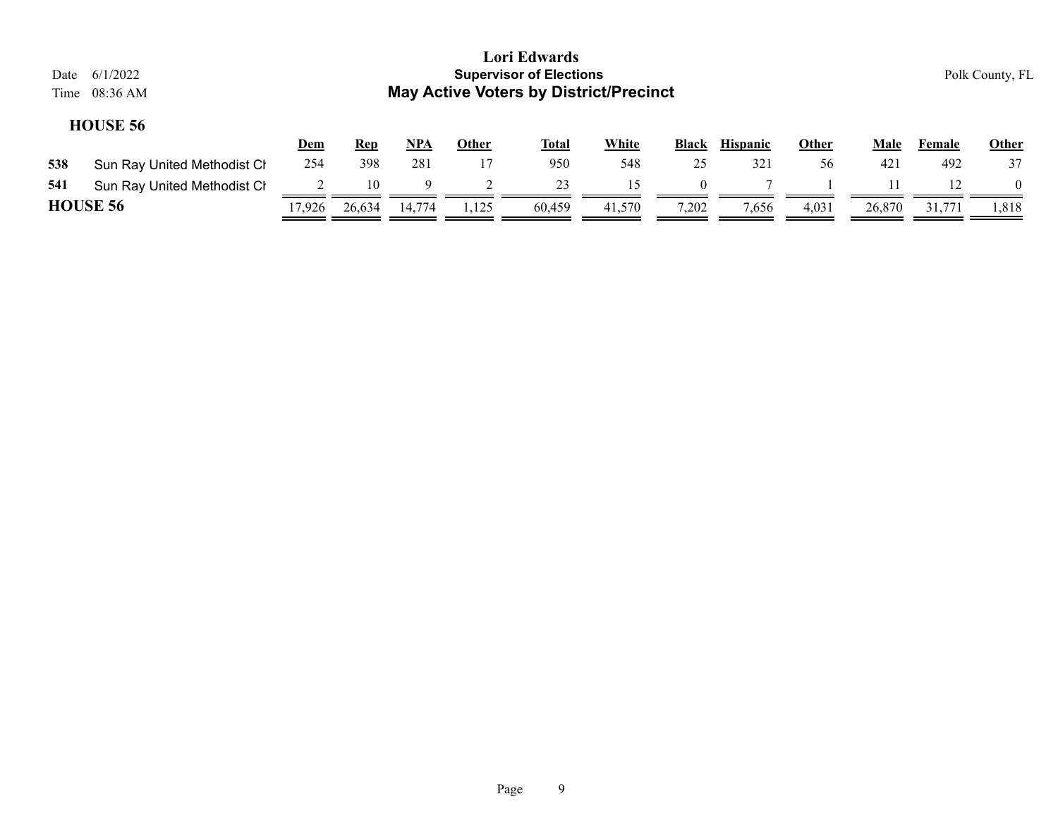# Lori Edwards
## Supervisor of Elections
## May Active Voters by District/Precinct

Date 6/1/2022
Time 08:36 AM

Polk County, FL

### HOUSE 56

| | | Dem | Rep | NPA | Other | Total | White | Black | Hispanic | Other | Male | Female | Other |
|---|---|---|---|---|---|---|---|---|---|---|---|---|---|
| 538 | Sun Ray United Methodist Cl | 254 | 398 | 281 | 17 | 950 | 548 | 25 | 321 | 56 | 421 | 492 | 37 |
| 541 | Sun Ray United Methodist Cl | 2 | 10 | 9 | 2 | 23 | 15 | 0 | 7 | 1 | 11 | 12 | 0 |
| **HOUSE 56** | | 17,926 | 26,634 | 14,774 | 1,125 | 60,459 | 41,570 | 7,202 | 7,656 | 4,031 | 26,870 | 31,771 | 1,818 |